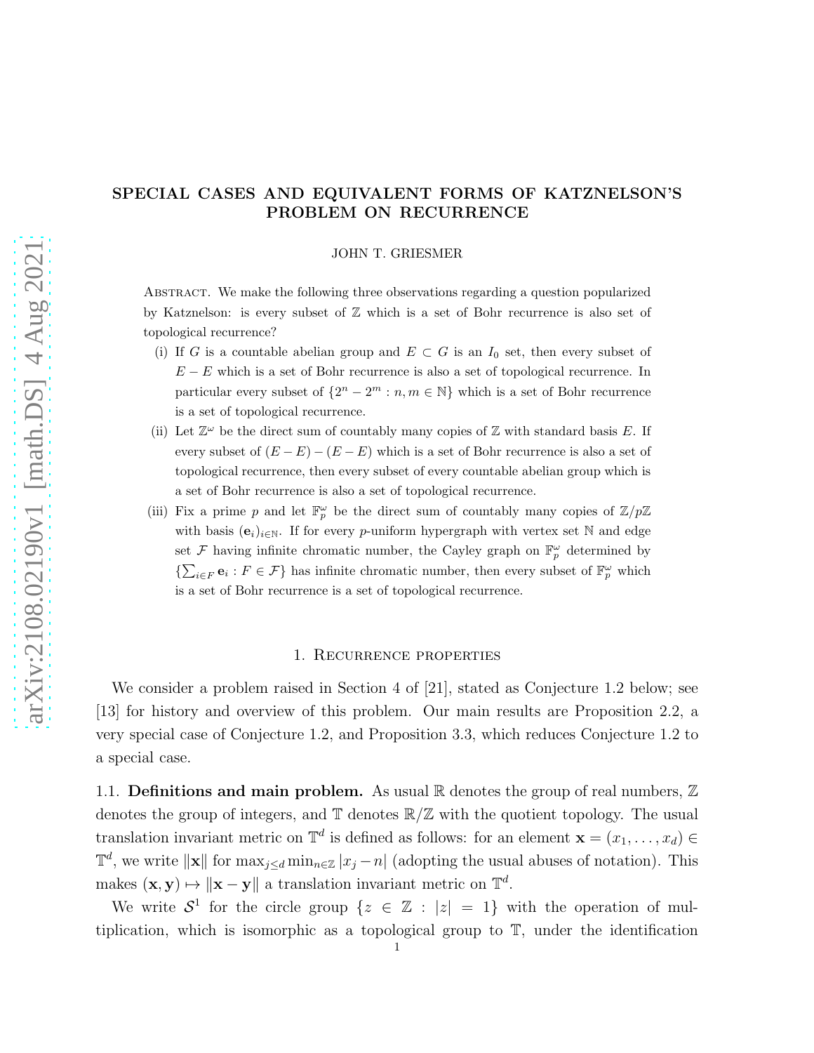# SPECIAL CASES AND EQUIVALENT FORMS OF KATZNELSON'S PROBLEM ON RECURRENCE

JOHN T. GRIESMER

Abstract. We make the following three observations regarding a question popularized by Katznelson: is every subset of $\mathbb{Z}$ which is a set of Bohr recurrence is also set of topological recurrence?

(i) If $G$ is a countable abelian group and $E \subset G$ is an $I_0$ set, then every subset of $E - E$ which is a set of Bohr recurrence is also a set of topological recurrence. In particular every subset of $\{2^n - 2^m : n, m \in \mathbb{N}\}$ which is a set of Bohr recurrence is a set of topological recurrence.

(ii) Let $\mathbb{Z}^\omega$ be the direct sum of countably many copies of $\mathbb{Z}$ with standard basis $E$. If every subset of $(E - E) - (E - E)$ which is a set of Bohr recurrence is also a set of topological recurrence, then every subset of every countable abelian group which is a set of Bohr recurrence is also a set of topological recurrence.

(iii) Fix a prime $p$ and let $\mathbb{F}_p^\omega$ be the direct sum of countably many copies of $\mathbb{Z}/p\mathbb{Z}$ with basis $(\mathbf{e}_i)_{i \in \mathbb{N}}$. If for every $p$-uniform hypergraph with vertex set $\mathbb{N}$ and edge set $\mathcal{F}$ having infinite chromatic number, the Cayley graph on $\mathbb{F}_p^\omega$ determined by $\{\sum_{i \in F} \mathbf{e}_i : F \in \mathcal{F}\}$ has infinite chromatic number, then every subset of $\mathbb{F}_p^\omega$ which is a set of Bohr recurrence is a set of topological recurrence.

## 1. Recurrence properties

We consider a problem raised in Section 4 of [21], stated as Conjecture 1.2 below; see [13] for history and overview of this problem. Our main results are Proposition 2.2, a very special case of Conjecture 1.2, and Proposition 3.3, which reduces Conjecture 1.2 to a special case.

### 1.1. Definitions and main problem.

As usual $\mathbb{R}$ denotes the group of real numbers, $\mathbb{Z}$ denotes the group of integers, and $\mathbb{T}$ denotes $\mathbb{R}/\mathbb{Z}$ with the quotient topology. The usual translation invariant metric on $\mathbb{T}^d$ is defined as follows: for an element $\mathbf{x} = (x_1, \ldots, x_d) \in \mathbb{T}^d$, we write $\|\mathbf{x}\|$ for $\max_{j \leq d} \min_{n \in \mathbb{Z}} |x_j - n|$ (adopting the usual abuses of notation). This makes $(\mathbf{x}, \mathbf{y}) \mapsto \|\mathbf{x} - \mathbf{y}\|$ a translation invariant metric on $\mathbb{T}^d$.

We write $\mathcal{S}^1$ for the circle group $\{z \in \mathbb{Z} : |z| = 1\}$ with the operation of multiplication, which is isomorphic as a topological group to $\mathbb{T}$, under the identification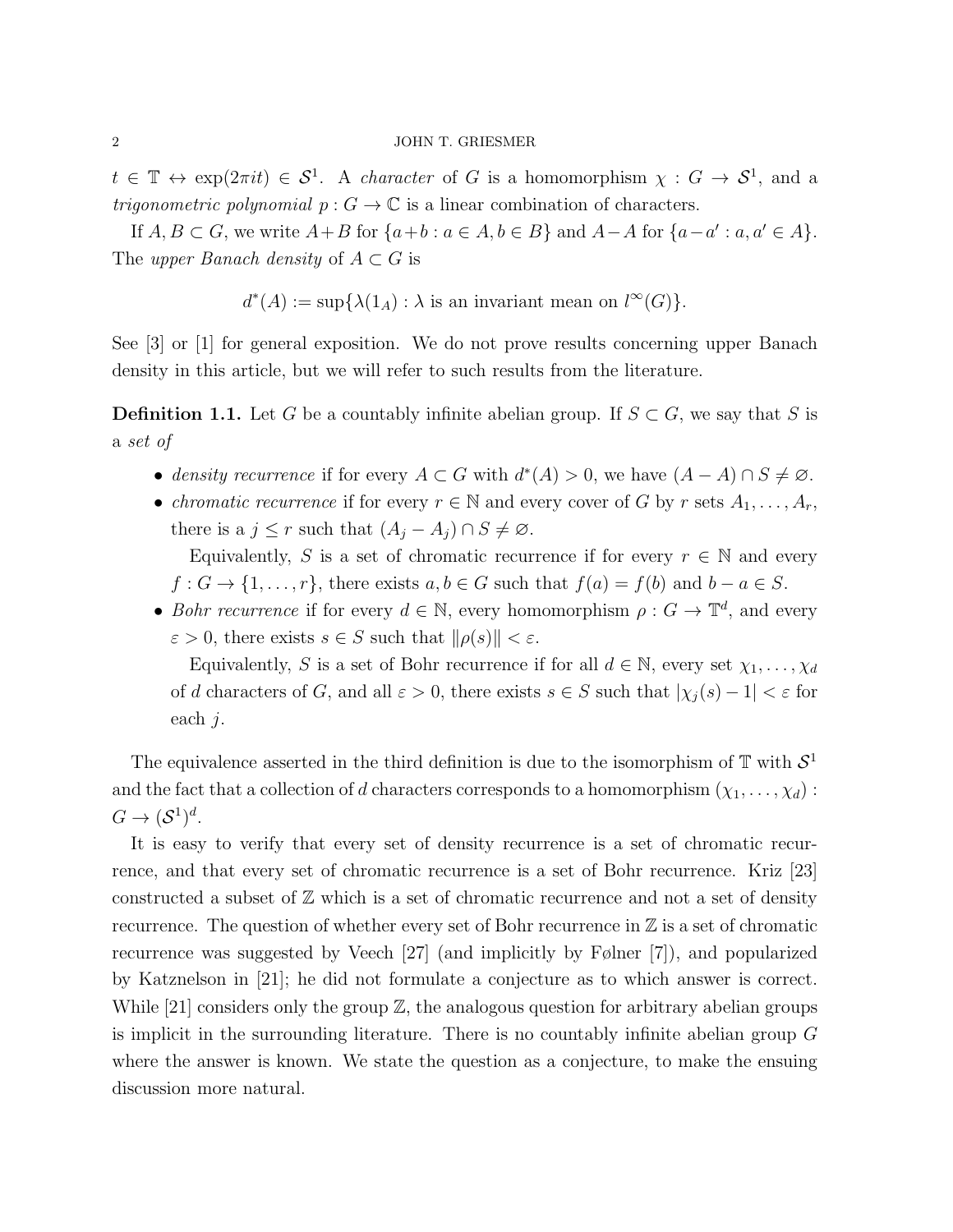$t \in \mathbb{T} \leftrightarrow \exp(2\pi i t) \in \mathcal{S}^1$. A *character* of $G$ is a homomorphism $\chi : G \to \mathcal{S}^1$, and a *trigonometric polynomial* $p : G \to \mathbb{C}$ is a linear combination of characters.

If $A, B \subset G$, we write $A+B$ for $\{a+b : a \in A, b \in B\}$ and $A-A$ for $\{a-a' : a, a' \in A\}$. The *upper Banach density* of $A \subset G$ is

$$d^*(A) := \sup\{\lambda(1_A) : \lambda \text{ is an invariant mean on } l^\infty(G)\}.$$

See [3] or [1] for general exposition. We do not prove results concerning upper Banach density in this article, but we will refer to such results from the literature.

**Definition 1.1.** Let $G$ be a countably infinite abelian group. If $S \subset G$, we say that $S$ is a *set of*

- *density recurrence* if for every $A \subset G$ with $d^*(A) > 0$, we have $(A-A) \cap S \neq \varnothing$.
- *chromatic recurrence* if for every $r \in \mathbb{N}$ and every cover of $G$ by $r$ sets $A_1, \dots, A_r$, there is a $j \leq r$ such that $(A_j - A_j) \cap S \neq \varnothing$.

  Equivalently, $S$ is a set of chromatic recurrence if for every $r \in \mathbb{N}$ and every $f : G \to \{1, \dots, r\}$, there exists $a, b \in G$ such that $f(a) = f(b)$ and $b - a \in S$.
- *Bohr recurrence* if for every $d \in \mathbb{N}$, every homomorphism $\rho : G \to \mathbb{T}^d$, and every $\varepsilon > 0$, there exists $s \in S$ such that $\|\rho(s)\| < \varepsilon$.

  Equivalently, $S$ is a set of Bohr recurrence if for all $d \in \mathbb{N}$, every set $\chi_1, \dots, \chi_d$ of $d$ characters of $G$, and all $\varepsilon > 0$, there exists $s \in S$ such that $|\chi_j(s) - 1| < \varepsilon$ for each $j$.

The equivalence asserted in the third definition is due to the isomorphism of $\mathbb{T}$ with $\mathcal{S}^1$ and the fact that a collection of $d$ characters corresponds to a homomorphism $(\chi_1, \dots, \chi_d) : G \to (\mathcal{S}^1)^d$.

It is easy to verify that every set of density recurrence is a set of chromatic recurrence, and that every set of chromatic recurrence is a set of Bohr recurrence. Kriz [23] constructed a subset of $\mathbb{Z}$ which is a set of chromatic recurrence and not a set of density recurrence. The question of whether every set of Bohr recurrence in $\mathbb{Z}$ is a set of chromatic recurrence was suggested by Veech [27] (and implicitly by Følner [7]), and popularized by Katznelson in [21]; he did not formulate a conjecture as to which answer is correct. While [21] considers only the group $\mathbb{Z}$, the analogous question for arbitrary abelian groups is implicit in the surrounding literature. There is no countably infinite abelian group $G$ where the answer is known. We state the question as a conjecture, to make the ensuing discussion more natural.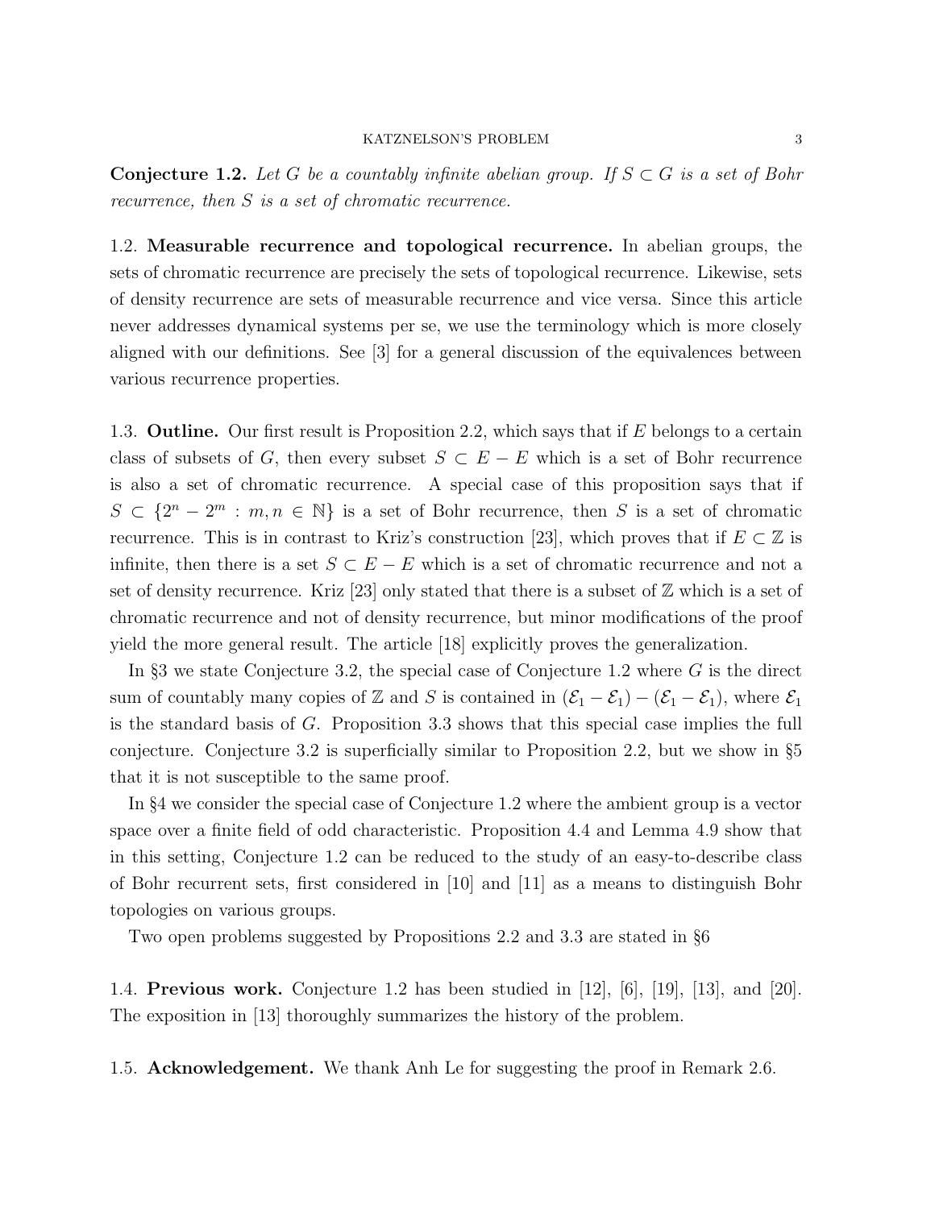**Conjecture 1.2.** *Let $G$ be a countably infinite abelian group. If $S \subset G$ is a set of Bohr recurrence, then $S$ is a set of chromatic recurrence.*

## 1.2. Measurable recurrence and topological recurrence.

In abelian groups, the sets of chromatic recurrence are precisely the sets of topological recurrence. Likewise, sets of density recurrence are sets of measurable recurrence and vice versa. Since this article never addresses dynamical systems per se, we use the terminology which is more closely aligned with our definitions. See [3] for a general discussion of the equivalences between various recurrence properties.

## 1.3. Outline.

Our first result is Proposition 2.2, which says that if $E$ belongs to a certain class of subsets of $G$, then every subset $S \subset E - E$ which is a set of Bohr recurrence is also a set of chromatic recurrence. A special case of this proposition says that if $S \subset \{2^n - 2^m : m, n \in \mathbb{N}\}$ is a set of Bohr recurrence, then $S$ is a set of chromatic recurrence. This is in contrast to Kriz's construction [23], which proves that if $E \subset \mathbb{Z}$ is infinite, then there is a set $S \subset E - E$ which is a set of chromatic recurrence and not a set of density recurrence. Kriz [23] only stated that there is a subset of $\mathbb{Z}$ which is a set of chromatic recurrence and not of density recurrence, but minor modifications of the proof yield the more general result. The article [18] explicitly proves the generalization.

In §3 we state Conjecture 3.2, the special case of Conjecture 1.2 where $G$ is the direct sum of countably many copies of $\mathbb{Z}$ and $S$ is contained in $(\mathcal{E}_1 - \mathcal{E}_1) - (\mathcal{E}_1 - \mathcal{E}_1)$, where $\mathcal{E}_1$ is the standard basis of $G$. Proposition 3.3 shows that this special case implies the full conjecture. Conjecture 3.2 is superficially similar to Proposition 2.2, but we show in §5 that it is not susceptible to the same proof.

In §4 we consider the special case of Conjecture 1.2 where the ambient group is a vector space over a finite field of odd characteristic. Proposition 4.4 and Lemma 4.9 show that in this setting, Conjecture 1.2 can be reduced to the study of an easy-to-describe class of Bohr recurrent sets, first considered in [10] and [11] as a means to distinguish Bohr topologies on various groups.

Two open problems suggested by Propositions 2.2 and 3.3 are stated in §6

## 1.4. Previous work.

Conjecture 1.2 has been studied in [12], [6], [19], [13], and [20]. The exposition in [13] thoroughly summarizes the history of the problem.

## 1.5. Acknowledgement.

We thank Anh Le for suggesting the proof in Remark 2.6.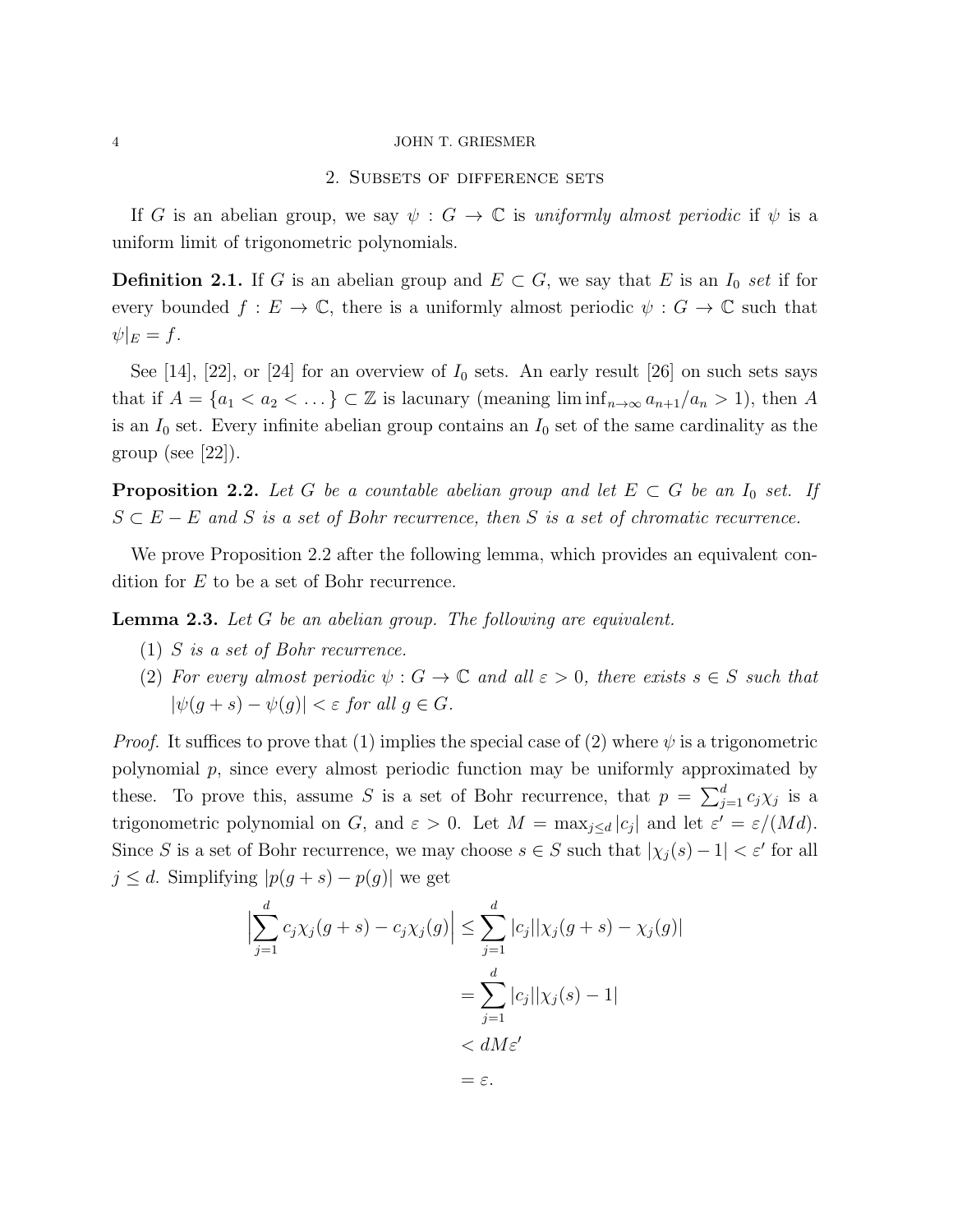## 2. Subsets of difference sets

If $G$ is an abelian group, we say $\psi : G \to \mathbb{C}$ is *uniformly almost periodic* if $\psi$ is a uniform limit of trigonometric polynomials.

**Definition 2.1.** If $G$ is an abelian group and $E \subset G$, we say that $E$ is an $I_0$ *set* if for every bounded $f : E \to \mathbb{C}$, there is a uniformly almost periodic $\psi : G \to \mathbb{C}$ such that $\psi|_E = f$.

See [14], [22], or [24] for an overview of $I_0$ sets. An early result [26] on such sets says that if $A = \{a_1 < a_2 < \dots\} \subset \mathbb{Z}$ is lacunary (meaning $\liminf_{n\to\infty} a_{n+1}/a_n > 1$), then $A$ is an $I_0$ set. Every infinite abelian group contains an $I_0$ set of the same cardinality as the group (see [22]).

**Proposition 2.2.** *Let $G$ be a countable abelian group and let $E \subset G$ be an $I_0$ set. If $S \subset E - E$ and $S$ is a set of Bohr recurrence, then $S$ is a set of chromatic recurrence.*

We prove Proposition 2.2 after the following lemma, which provides an equivalent condition for $E$ to be a set of Bohr recurrence.

**Lemma 2.3.** *Let $G$ be an abelian group. The following are equivalent.*

1. *$S$ is a set of Bohr recurrence.*
2. *For every almost periodic $\psi : G \to \mathbb{C}$ and all $\varepsilon > 0$, there exists $s \in S$ such that $|\psi(g + s) - \psi(g)| < \varepsilon$ for all $g \in G$.*

*Proof.* It suffices to prove that (1) implies the special case of (2) where $\psi$ is a trigonometric polynomial $p$, since every almost periodic function may be uniformly approximated by these. To prove this, assume $S$ is a set of Bohr recurrence, that $p = \sum_{j=1}^{d} c_j \chi_j$ is a trigonometric polynomial on $G$, and $\varepsilon > 0$. Let $M = \max_{j\le d} |c_j|$ and let $\varepsilon' = \varepsilon/(Md)$. Since $S$ is a set of Bohr recurrence, we may choose $s \in S$ such that $|\chi_j(s) - 1| < \varepsilon'$ for all $j \le d$. Simplifying $|p(g + s) - p(g)|$ we get

$$\begin{aligned}
\Big|\sum_{j=1}^{d} c_j\chi_j(g+s) - c_j\chi_j(g)\Big| &\le \sum_{j=1}^{d} |c_j||\chi_j(g+s) - \chi_j(g)| \\
&= \sum_{j=1}^{d} |c_j||\chi_j(s) - 1| \\
&< dM\varepsilon' \\
&= \varepsilon.
\end{aligned}$$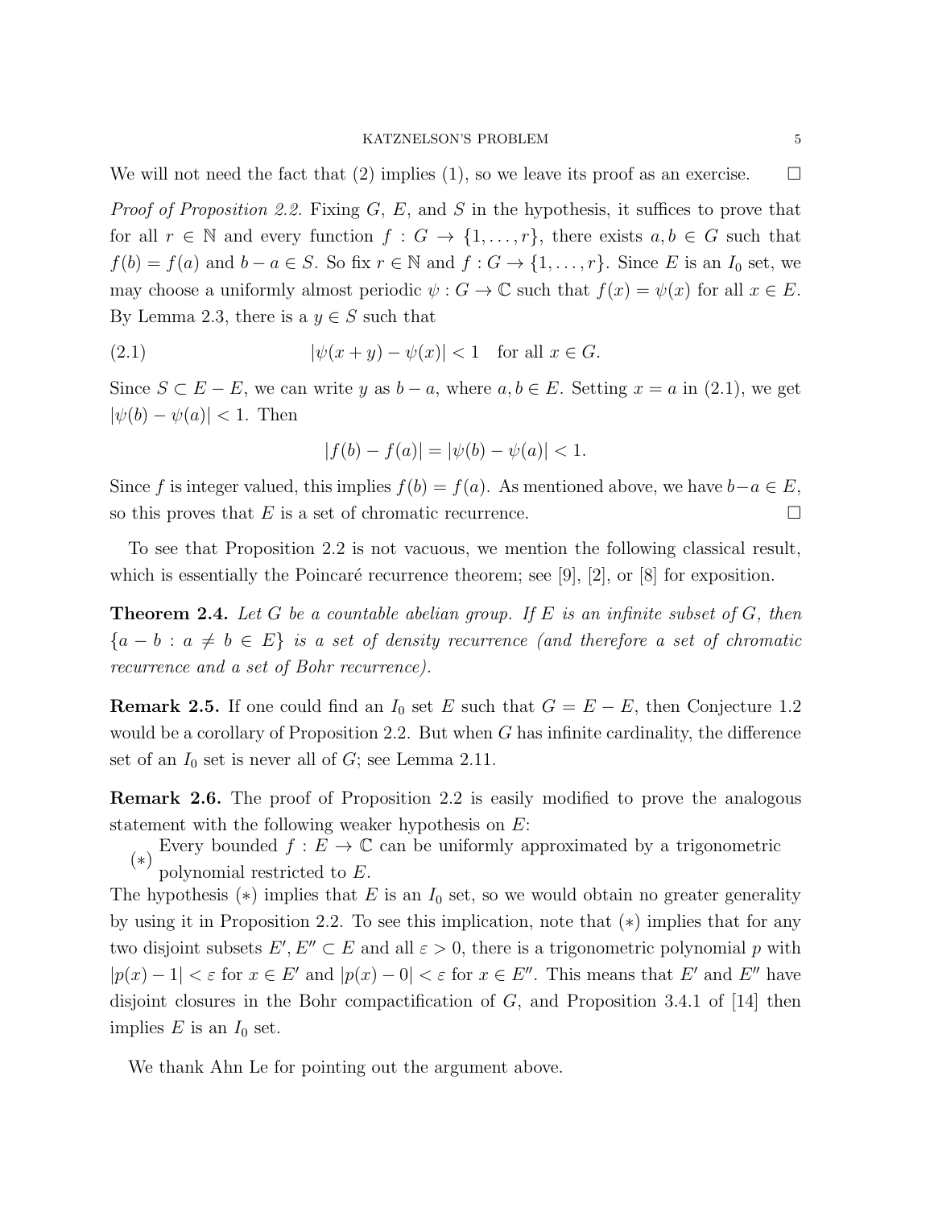We will not need the fact that (2) implies (1), so we leave its proof as an exercise. □

*Proof of Proposition 2.2.* Fixing $G$, $E$, and $S$ in the hypothesis, it suffices to prove that for all $r \in \mathbb{N}$ and every function $f : G \to \{1, \ldots, r\}$, there exists $a, b \in G$ such that $f(b) = f(a)$ and $b - a \in S$. So fix $r \in \mathbb{N}$ and $f : G \to \{1, \ldots, r\}$. Since $E$ is an $I_0$ set, we may choose a uniformly almost periodic $\psi : G \to \mathbb{C}$ such that $f(x) = \psi(x)$ for all $x \in E$. By Lemma 2.3, there is a $y \in S$ such that

$$|\psi(x + y) - \psi(x)| < 1 \quad \text{for all } x \in G. \tag{2.1}$$

Since $S \subset E - E$, we can write $y$ as $b - a$, where $a, b \in E$. Setting $x = a$ in (2.1), we get $|\psi(b) - \psi(a)| < 1$. Then

$$|f(b) - f(a)| = |\psi(b) - \psi(a)| < 1.$$

Since $f$ is integer valued, this implies $f(b) = f(a)$. As mentioned above, we have $b-a \in E$, so this proves that $E$ is a set of chromatic recurrence. □

To see that Proposition 2.2 is not vacuous, we mention the following classical result, which is essentially the Poincaré recurrence theorem; see [9], [2], or [8] for exposition.

**Theorem 2.4.** *Let $G$ be a countable abelian group. If $E$ is an infinite subset of $G$, then $\{a - b : a \neq b \in E\}$ is a set of density recurrence (and therefore a set of chromatic recurrence and a set of Bohr recurrence).*

**Remark 2.5.** If one could find an $I_0$ set $E$ such that $G = E - E$, then Conjecture 1.2 would be a corollary of Proposition 2.2. But when $G$ has infinite cardinality, the difference set of an $I_0$ set is never all of $G$; see Lemma 2.11.

**Remark 2.6.** The proof of Proposition 2.2 is easily modified to prove the analogous statement with the following weaker hypothesis on $E$:

(∗) Every bounded $f : E \to \mathbb{C}$ can be uniformly approximated by a trigonometric polynomial restricted to $E$.

The hypothesis (∗) implies that $E$ is an $I_0$ set, so we would obtain no greater generality by using it in Proposition 2.2. To see this implication, note that (∗) implies that for any two disjoint subsets $E', E'' \subset E$ and all $\varepsilon > 0$, there is a trigonometric polynomial $p$ with $|p(x) - 1| < \varepsilon$ for $x \in E'$ and $|p(x) - 0| < \varepsilon$ for $x \in E''$. This means that $E'$ and $E''$ have disjoint closures in the Bohr compactification of $G$, and Proposition 3.4.1 of [14] then implies $E$ is an $I_0$ set.

We thank Ahn Le for pointing out the argument above.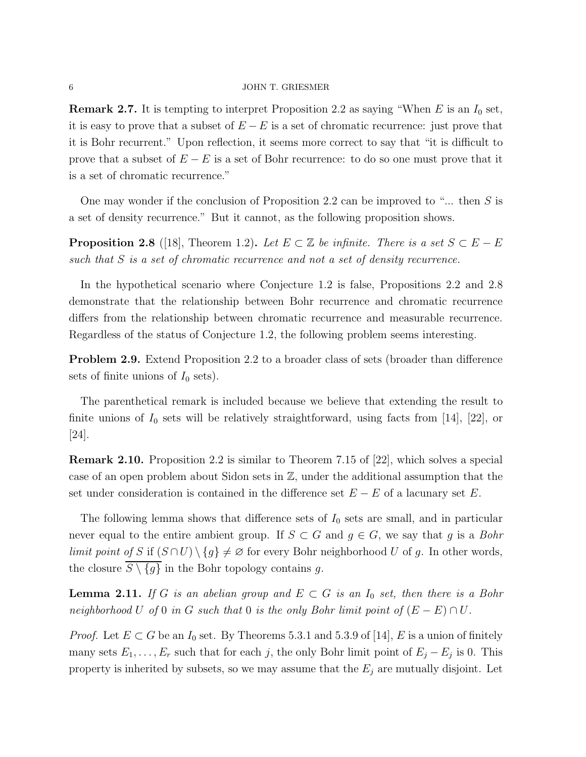**Remark 2.7.** It is tempting to interpret Proposition 2.2 as saying "When $E$ is an $I_0$ set, it is easy to prove that a subset of $E - E$ is a set of chromatic recurrence: just prove that it is Bohr recurrent." Upon reflection, it seems more correct to say that "it is difficult to prove that a subset of $E - E$ is a set of Bohr recurrence: to do so one must prove that it is a set of chromatic recurrence."

One may wonder if the conclusion of Proposition 2.2 can be improved to "... then $S$ is a set of density recurrence." But it cannot, as the following proposition shows.

**Proposition 2.8** ([18], Theorem 1.2)**.** *Let $E \subset \mathbb{Z}$ be infinite. There is a set $S \subset E - E$ such that $S$ is a set of chromatic recurrence and not a set of density recurrence.*

In the hypothetical scenario where Conjecture 1.2 is false, Propositions 2.2 and 2.8 demonstrate that the relationship between Bohr recurrence and chromatic recurrence differs from the relationship between chromatic recurrence and measurable recurrence. Regardless of the status of Conjecture 1.2, the following problem seems interesting.

**Problem 2.9.** Extend Proposition 2.2 to a broader class of sets (broader than difference sets of finite unions of $I_0$ sets).

The parenthetical remark is included because we believe that extending the result to finite unions of $I_0$ sets will be relatively straightforward, using facts from [14], [22], or [24].

**Remark 2.10.** Proposition 2.2 is similar to Theorem 7.15 of [22], which solves a special case of an open problem about Sidon sets in $\mathbb{Z}$, under the additional assumption that the set under consideration is contained in the difference set $E - E$ of a lacunary set $E$.

The following lemma shows that difference sets of $I_0$ sets are small, and in particular never equal to the entire ambient group. If $S \subset G$ and $g \in G$, we say that $g$ is a *Bohr limit point of* $S$ if $(S \cap U) \setminus \{g\} \neq \varnothing$ for every Bohr neighborhood $U$ of $g$. In other words, the closure $\overline{S \setminus \{g\}}$ in the Bohr topology contains $g$.

**Lemma 2.11.** *If $G$ is an abelian group and $E \subset G$ is an $I_0$ set, then there is a Bohr neighborhood $U$ of $0$ in $G$ such that $0$ is the only Bohr limit point of $(E - E) \cap U$.*

*Proof.* Let $E \subset G$ be an $I_0$ set. By Theorems 5.3.1 and 5.3.9 of [14], $E$ is a union of finitely many sets $E_1, \ldots, E_r$ such that for each $j$, the only Bohr limit point of $E_j - E_j$ is $0$. This property is inherited by subsets, so we may assume that the $E_j$ are mutually disjoint. Let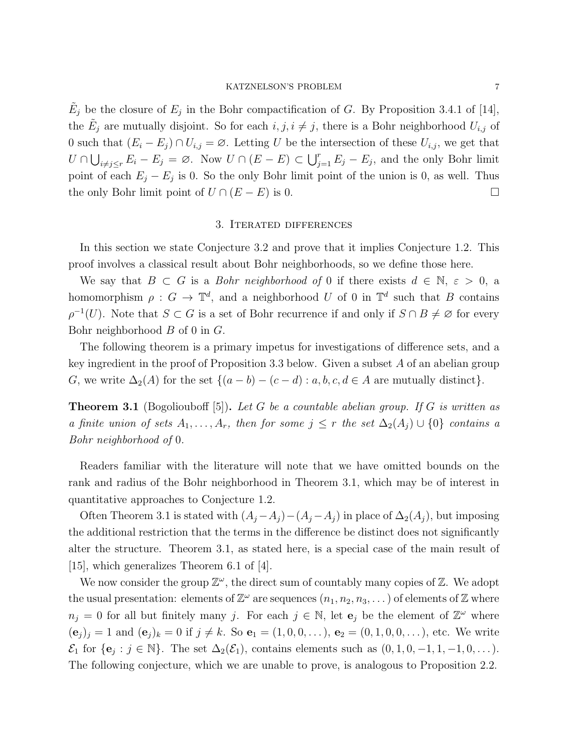$\tilde{E}_j$ be the closure of $E_j$ in the Bohr compactification of $G$. By Proposition 3.4.1 of [14], the $\tilde{E}_j$ are mutually disjoint. So for each $i, j, i \neq j$, there is a Bohr neighborhood $U_{i,j}$ of 0 such that $(E_i - E_j) \cap U_{i,j} = \varnothing$. Letting $U$ be the intersection of these $U_{i,j}$, we get that $U \cap \bigcup_{i \neq j \leq r} E_i - E_j = \varnothing$. Now $U \cap (E - E) \subset \bigcup_{j=1}^{r} E_j - E_j$, and the only Bohr limit point of each $E_j - E_j$ is 0. So the only Bohr limit point of the union is 0, as well. Thus the only Bohr limit point of $U \cap (E - E)$ is 0. $\square$

## 3. Iterated differences

In this section we state Conjecture 3.2 and prove that it implies Conjecture 1.2. This proof involves a classical result about Bohr neighborhoods, so we define those here.

We say that $B \subset G$ is a *Bohr neighborhood of* 0 if there exists $d \in \mathbb{N}$, $\varepsilon > 0$, a homomorphism $\rho : G \to \mathbb{T}^d$, and a neighborhood $U$ of 0 in $\mathbb{T}^d$ such that $B$ contains $\rho^{-1}(U)$. Note that $S \subset G$ is a set of Bohr recurrence if and only if $S \cap B \neq \varnothing$ for every Bohr neighborhood $B$ of 0 in $G$.

The following theorem is a primary impetus for investigations of difference sets, and a key ingredient in the proof of Proposition 3.3 below. Given a subset $A$ of an abelian group $G$, we write $\Delta_2(A)$ for the set $\{(a - b) - (c - d) : a, b, c, d \in A \text{ are mutually distinct}\}$.

**Theorem 3.1** (Bogoliouboff [5])**.** *Let $G$ be a countable abelian group. If $G$ is written as a finite union of sets $A_1, \dots, A_r$, then for some $j \leq r$ the set $\Delta_2(A_j) \cup \{0\}$ contains a Bohr neighborhood of* 0*.*

Readers familiar with the literature will note that we have omitted bounds on the rank and radius of the Bohr neighborhood in Theorem 3.1, which may be of interest in quantitative approaches to Conjecture 1.2.

Often Theorem 3.1 is stated with $(A_j - A_j) - (A_j - A_j)$ in place of $\Delta_2(A_j)$, but imposing the additional restriction that the terms in the difference be distinct does not significantly alter the structure. Theorem 3.1, as stated here, is a special case of the main result of [15], which generalizes Theorem 6.1 of [4].

We now consider the group $\mathbb{Z}^\omega$, the direct sum of countably many copies of $\mathbb{Z}$. We adopt the usual presentation: elements of $\mathbb{Z}^\omega$ are sequences $(n_1, n_2, n_3, \dots)$ of elements of $\mathbb{Z}$ where $n_j = 0$ for all but finitely many $j$. For each $j \in \mathbb{N}$, let $\mathbf{e}_j$ be the element of $\mathbb{Z}^\omega$ where $(\mathbf{e}_j)_j = 1$ and $(\mathbf{e}_j)_k = 0$ if $j \neq k$. So $\mathbf{e}_1 = (1, 0, 0, \dots)$, $\mathbf{e}_2 = (0, 1, 0, 0, \dots)$, etc. We write $\mathcal{E}_1$ for $\{\mathbf{e}_j : j \in \mathbb{N}\}$. The set $\Delta_2(\mathcal{E}_1)$, contains elements such as $(0, 1, 0, -1, 1, -1, 0, \dots)$. The following conjecture, which we are unable to prove, is analogous to Proposition 2.2.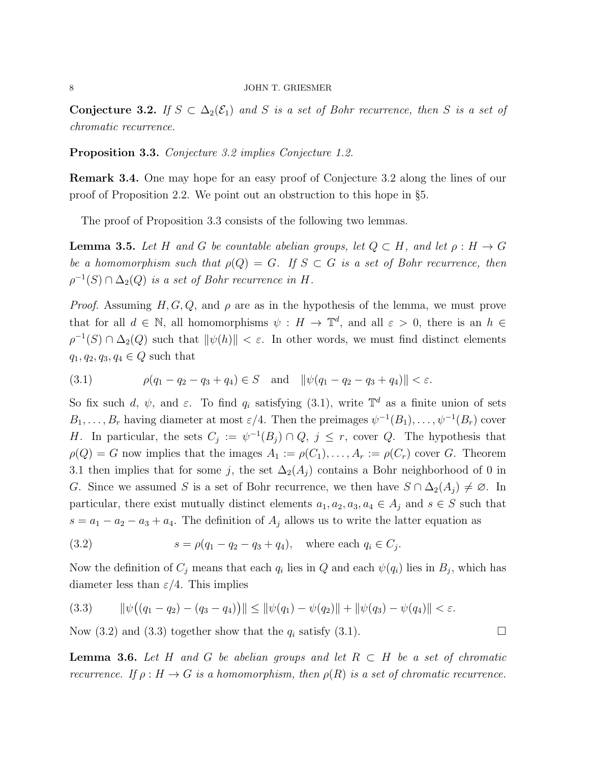**Conjecture 3.2.** *If $S \subset \Delta_2(\mathcal{E}_1)$ and $S$ is a set of Bohr recurrence, then $S$ is a set of chromatic recurrence.*

**Proposition 3.3.** *Conjecture 3.2 implies Conjecture 1.2.*

**Remark 3.4.** One may hope for an easy proof of Conjecture 3.2 along the lines of our proof of Proposition 2.2. We point out an obstruction to this hope in §5.

The proof of Proposition 3.3 consists of the following two lemmas.

**Lemma 3.5.** *Let $H$ and $G$ be countable abelian groups, let $Q \subset H$, and let $\rho : H \to G$ be a homomorphism such that $\rho(Q) = G$. If $S \subset G$ is a set of Bohr recurrence, then $\rho^{-1}(S) \cap \Delta_2(Q)$ is a set of Bohr recurrence in $H$.*

*Proof.* Assuming $H, G, Q,$ and $\rho$ are as in the hypothesis of the lemma, we must prove that for all $d \in \mathbb{N}$, all homomorphisms $\psi : H \to \mathbb{T}^d$, and all $\varepsilon > 0$, there is an $h \in \rho^{-1}(S) \cap \Delta_2(Q)$ such that $\|\psi(h)\| < \varepsilon$. In other words, we must find distinct elements $q_1, q_2, q_3, q_4 \in Q$ such that

$$\rho(q_1 - q_2 - q_3 + q_4) \in S \quad \text{and} \quad \|\psi(q_1 - q_2 - q_3 + q_4)\| < \varepsilon. \tag{3.1}$$

So fix such $d$, $\psi$, and $\varepsilon$. To find $q_i$ satisfying (3.1), write $\mathbb{T}^d$ as a finite union of sets $B_1, \ldots, B_r$ having diameter at most $\varepsilon/4$. Then the preimages $\psi^{-1}(B_1), \ldots, \psi^{-1}(B_r)$ cover $H$. In particular, the sets $C_j := \psi^{-1}(B_j) \cap Q$, $j \leq r$, cover $Q$. The hypothesis that $\rho(Q) = G$ now implies that the images $A_1 := \rho(C_1), \ldots, A_r := \rho(C_r)$ cover $G$. Theorem 3.1 then implies that for some $j$, the set $\Delta_2(A_j)$ contains a Bohr neighborhood of 0 in $G$. Since we assumed $S$ is a set of Bohr recurrence, we then have $S \cap \Delta_2(A_j) \neq \varnothing$. In particular, there exist mutually distinct elements $a_1, a_2, a_3, a_4 \in A_j$ and $s \in S$ such that $s = a_1 - a_2 - a_3 + a_4$. The definition of $A_j$ allows us to write the latter equation as

$$s = \rho(q_1 - q_2 - q_3 + q_4), \quad \text{where each } q_i \in C_j. \tag{3.2}$$

Now the definition of $C_j$ means that each $q_i$ lies in $Q$ and each $\psi(q_i)$ lies in $B_j$, which has diameter less than $\varepsilon/4$. This implies

$$\|\psi\big((q_1 - q_2) - (q_3 - q_4)\big)\| \leq \|\psi(q_1) - \psi(q_2)\| + \|\psi(q_3) - \psi(q_4)\| < \varepsilon. \tag{3.3}$$

Now (3.2) and (3.3) together show that the $q_i$ satisfy (3.1). □

**Lemma 3.6.** *Let $H$ and $G$ be abelian groups and let $R \subset H$ be a set of chromatic recurrence. If $\rho : H \to G$ is a homomorphism, then $\rho(R)$ is a set of chromatic recurrence.*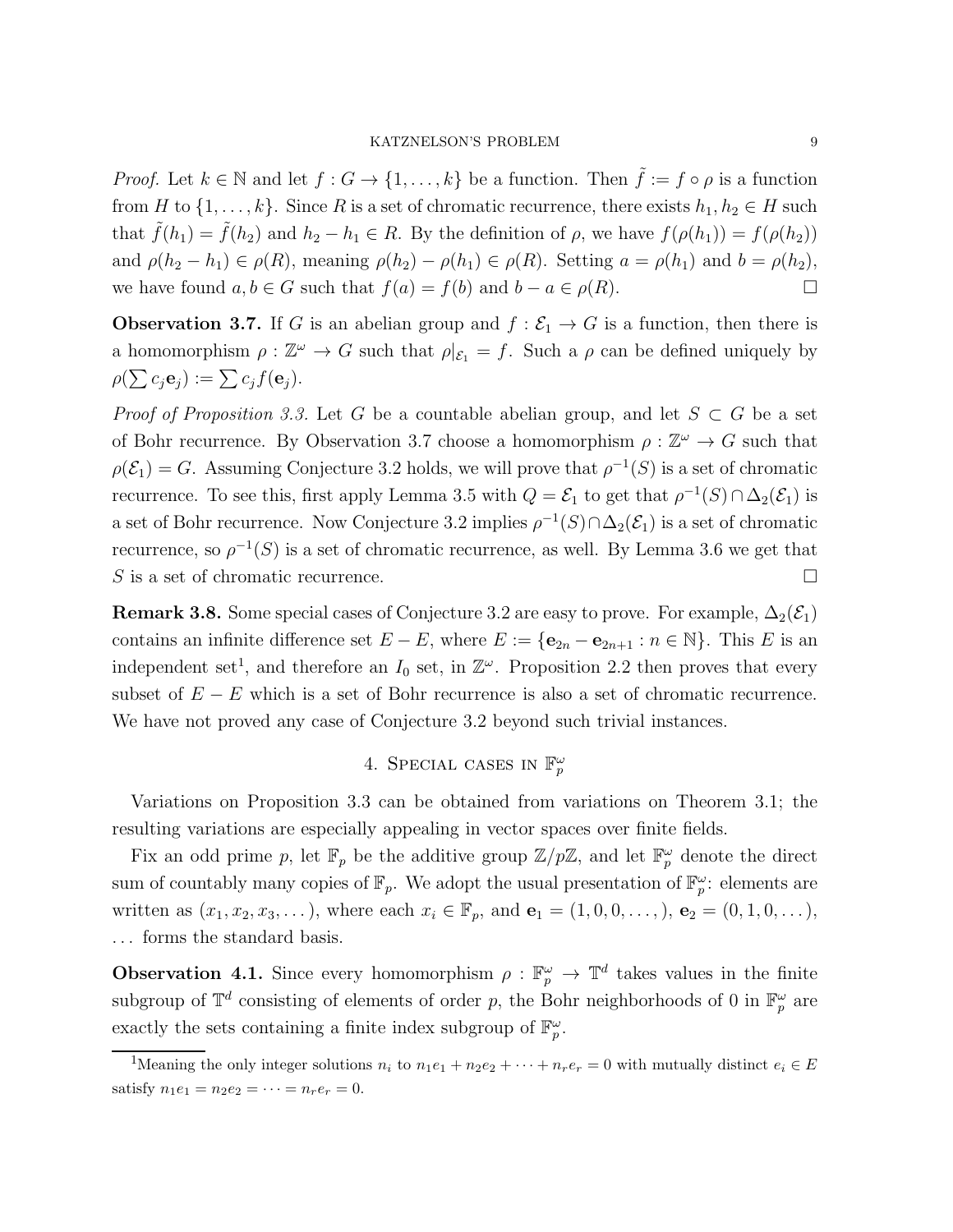*Proof.* Let $k \in \mathbb{N}$ and let $f : G \to \{1, \ldots, k\}$ be a function. Then $\tilde{f} := f \circ \rho$ is a function from $H$ to $\{1, \ldots, k\}$. Since $R$ is a set of chromatic recurrence, there exists $h_1, h_2 \in H$ such that $\tilde{f}(h_1) = \tilde{f}(h_2)$ and $h_2 - h_1 \in R$. By the definition of $\rho$, we have $f(\rho(h_1)) = f(\rho(h_2))$ and $\rho(h_2 - h_1) \in \rho(R)$, meaning $\rho(h_2) - \rho(h_1) \in \rho(R)$. Setting $a = \rho(h_1)$ and $b = \rho(h_2)$, we have found $a, b \in G$ such that $f(a) = f(b)$ and $b - a \in \rho(R)$. $\square$

**Observation 3.7.** If $G$ is an abelian group and $f : \mathcal{E}_1 \to G$ is a function, then there is a homomorphism $\rho : \mathbb{Z}^\omega \to G$ such that $\rho|_{\mathcal{E}_1} = f$. Such a $\rho$ can be defined uniquely by $\rho(\sum c_j \mathbf{e}_j) := \sum c_j f(\mathbf{e}_j)$.

*Proof of Proposition 3.3.* Let $G$ be a countable abelian group, and let $S \subset G$ be a set of Bohr recurrence. By Observation 3.7 choose a homomorphism $\rho : \mathbb{Z}^\omega \to G$ such that $\rho(\mathcal{E}_1) = G$. Assuming Conjecture 3.2 holds, we will prove that $\rho^{-1}(S)$ is a set of chromatic recurrence. To see this, first apply Lemma 3.5 with $Q = \mathcal{E}_1$ to get that $\rho^{-1}(S) \cap \Delta_2(\mathcal{E}_1)$ is a set of Bohr recurrence. Now Conjecture 3.2 implies $\rho^{-1}(S) \cap \Delta_2(\mathcal{E}_1)$ is a set of chromatic recurrence, so $\rho^{-1}(S)$ is a set of chromatic recurrence, as well. By Lemma 3.6 we get that $S$ is a set of chromatic recurrence. $\square$

**Remark 3.8.** Some special cases of Conjecture 3.2 are easy to prove. For example, $\Delta_2(\mathcal{E}_1)$ contains an infinite difference set $E - E$, where $E := \{\mathbf{e}_{2n} - \mathbf{e}_{2n+1} : n \in \mathbb{N}\}$. This $E$ is an independent set[1], and therefore an $I_0$ set, in $\mathbb{Z}^\omega$. Proposition 2.2 then proves that every subset of $E - E$ which is a set of Bohr recurrence is also a set of chromatic recurrence. We have not proved any case of Conjecture 3.2 beyond such trivial instances.

## 4. Special cases in $\mathbb{F}_p^\omega$

Variations on Proposition 3.3 can be obtained from variations on Theorem 3.1; the resulting variations are especially appealing in vector spaces over finite fields.

Fix an odd prime $p$, let $\mathbb{F}_p$ be the additive group $\mathbb{Z}/p\mathbb{Z}$, and let $\mathbb{F}_p^\omega$ denote the direct sum of countably many copies of $\mathbb{F}_p$. We adopt the usual presentation of $\mathbb{F}_p^\omega$: elements are written as $(x_1, x_2, x_3, \ldots)$, where each $x_i \in \mathbb{F}_p$, and $\mathbf{e}_1 = (1, 0, 0, \ldots,)$, $\mathbf{e}_2 = (0, 1, 0, \ldots)$, $\ldots$ forms the standard basis.

**Observation 4.1.** Since every homomorphism $\rho : \mathbb{F}_p^\omega \to \mathbb{T}^d$ takes values in the finite subgroup of $\mathbb{T}^d$ consisting of elements of order $p$, the Bohr neighborhoods of 0 in $\mathbb{F}_p^\omega$ are exactly the sets containing a finite index subgroup of $\mathbb{F}_p^\omega$.

[1] Meaning the only integer solutions $n_i$ to $n_1 e_1 + n_2 e_2 + \cdots + n_r e_r = 0$ with mutually distinct $e_i \in E$ satisfy $n_1 e_1 = n_2 e_2 = \cdots = n_r e_r = 0$.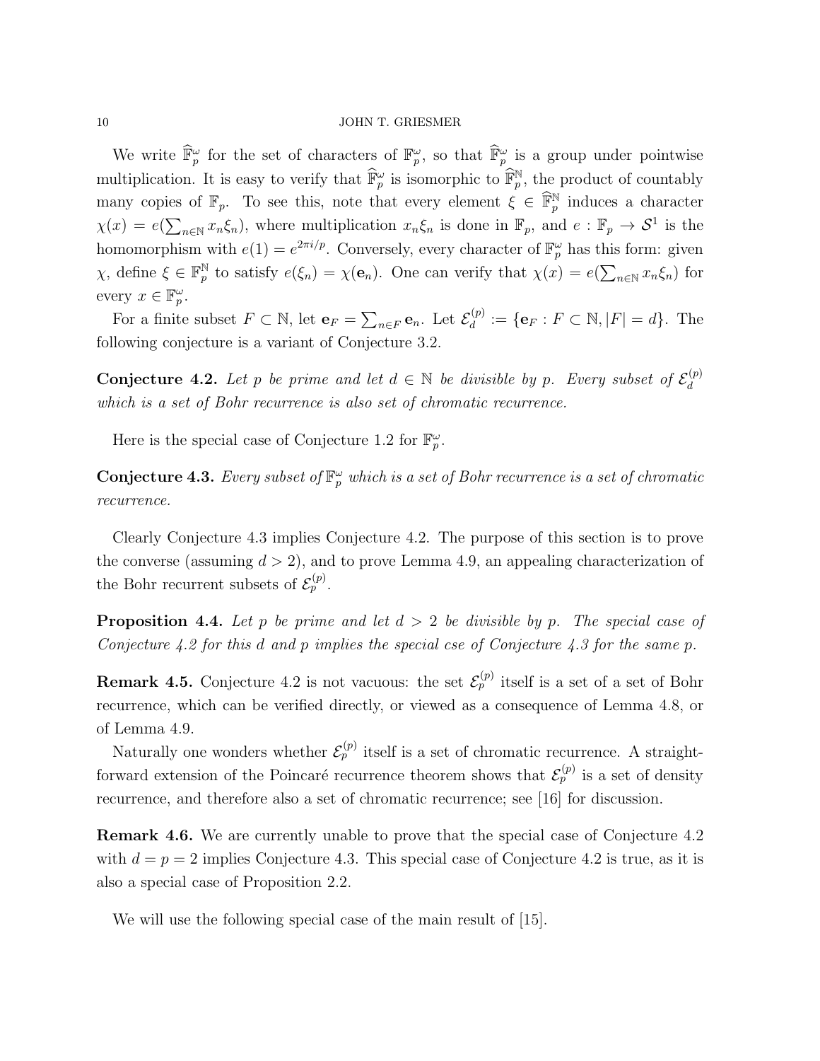We write $\widehat{\mathbb{F}}_p^\omega$ for the set of characters of $\mathbb{F}_p^\omega$, so that $\widehat{\mathbb{F}}_p^\omega$ is a group under pointwise multiplication. It is easy to verify that $\widehat{\mathbb{F}}_p^\omega$ is isomorphic to $\widehat{\mathbb{F}}_p^{\mathbb{N}}$, the product of countably many copies of $\mathbb{F}_p$. To see this, note that every element $\xi \in \widehat{\mathbb{F}}_p^{\mathbb{N}}$ induces a character $\chi(x) = e(\sum_{n\in\mathbb{N}} x_n\xi_n)$, where multiplication $x_n\xi_n$ is done in $\mathbb{F}_p$, and $e : \mathbb{F}_p \to \mathcal{S}^1$ is the homomorphism with $e(1) = e^{2\pi i/p}$. Conversely, every character of $\mathbb{F}_p^\omega$ has this form: given $\chi$, define $\xi \in \mathbb{F}_p^{\mathbb{N}}$ to satisfy $e(\xi_n) = \chi(\mathbf{e}_n)$. One can verify that $\chi(x) = e(\sum_{n\in\mathbb{N}} x_n\xi_n)$ for every $x \in \mathbb{F}_p^\omega$.

For a finite subset $F \subset \mathbb{N}$, let $\mathbf{e}_F = \sum_{n\in F} \mathbf{e}_n$. Let $\mathcal{E}_d^{(p)} := \{\mathbf{e}_F : F \subset \mathbb{N}, |F| = d\}$. The following conjecture is a variant of Conjecture 3.2.

**Conjecture 4.2.** *Let $p$ be prime and let $d \in \mathbb{N}$ be divisible by $p$. Every subset of $\mathcal{E}_d^{(p)}$ which is a set of Bohr recurrence is also set of chromatic recurrence.*

Here is the special case of Conjecture 1.2 for $\mathbb{F}_p^\omega$.

**Conjecture 4.3.** *Every subset of $\mathbb{F}_p^\omega$ which is a set of Bohr recurrence is a set of chromatic recurrence.*

Clearly Conjecture 4.3 implies Conjecture 4.2. The purpose of this section is to prove the converse (assuming $d > 2$), and to prove Lemma 4.9, an appealing characterization of the Bohr recurrent subsets of $\mathcal{E}_p^{(p)}$.

**Proposition 4.4.** *Let $p$ be prime and let $d > 2$ be divisible by $p$. The special case of Conjecture 4.2 for this $d$ and $p$ implies the special cse of Conjecture 4.3 for the same $p$.*

**Remark 4.5.** Conjecture 4.2 is not vacuous: the set $\mathcal{E}_p^{(p)}$ itself is a set of a set of Bohr recurrence, which can be verified directly, or viewed as a consequence of Lemma 4.8, or of Lemma 4.9.

Naturally one wonders whether $\mathcal{E}_p^{(p)}$ itself is a set of chromatic recurrence. A straightforward extension of the Poincaré recurrence theorem shows that $\mathcal{E}_p^{(p)}$ is a set of density recurrence, and therefore also a set of chromatic recurrence; see [16] for discussion.

**Remark 4.6.** We are currently unable to prove that the special case of Conjecture 4.2 with $d = p = 2$ implies Conjecture 4.3. This special case of Conjecture 4.2 is true, as it is also a special case of Proposition 2.2.

We will use the following special case of the main result of [15].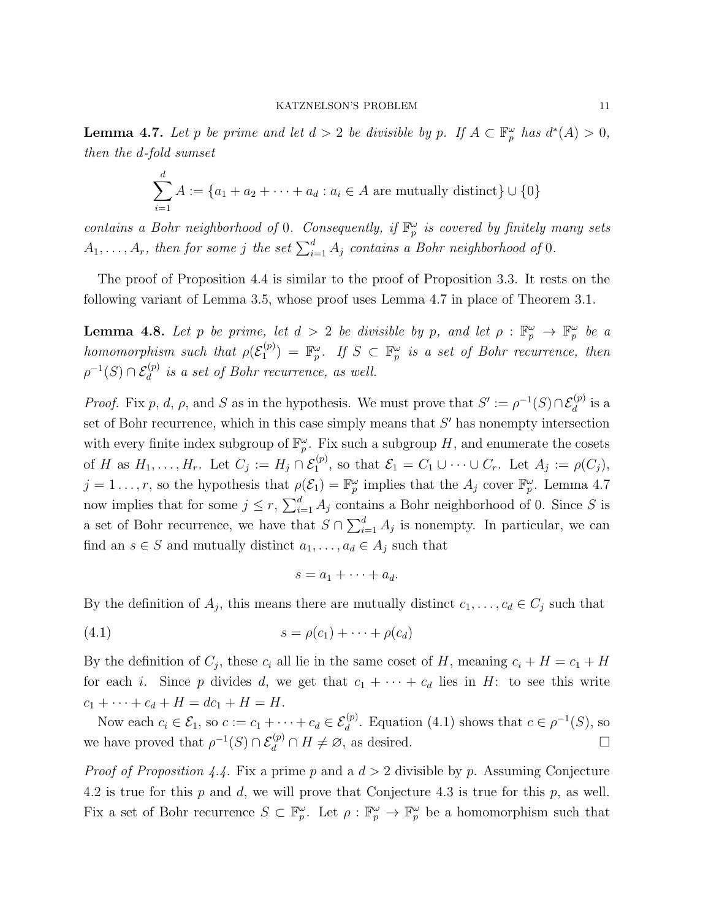**Lemma 4.7.** *Let $p$ be prime and let $d > 2$ be divisible by $p$. If $A \subset \mathbb{F}_p^\omega$ has $d^*(A) > 0$, then the $d$-fold sumset*

$$\sum_{i=1}^{d} A := \{a_1 + a_2 + \cdots + a_d : a_i \in A \text{ are mutually distinct}\} \cup \{0\}$$

*contains a Bohr neighborhood of 0. Consequently, if $\mathbb{F}_p^\omega$ is covered by finitely many sets $A_1, \ldots, A_r$, then for some $j$ the set $\sum_{i=1}^{d} A_j$ contains a Bohr neighborhood of 0.*

The proof of Proposition 4.4 is similar to the proof of Proposition 3.3. It rests on the following variant of Lemma 3.5, whose proof uses Lemma 4.7 in place of Theorem 3.1.

**Lemma 4.8.** *Let $p$ be prime, let $d > 2$ be divisible by $p$, and let $\rho : \mathbb{F}_p^\omega \to \mathbb{F}_p^\omega$ be a homomorphism such that $\rho(\mathcal{E}_1^{(p)}) = \mathbb{F}_p^\omega$. If $S \subset \mathbb{F}_p^\omega$ is a set of Bohr recurrence, then $\rho^{-1}(S) \cap \mathcal{E}_d^{(p)}$ is a set of Bohr recurrence, as well.*

*Proof.* Fix $p$, $d$, $\rho$, and $S$ as in the hypothesis. We must prove that $S' := \rho^{-1}(S) \cap \mathcal{E}_d^{(p)}$ is a set of Bohr recurrence, which in this case simply means that $S'$ has nonempty intersection with every finite index subgroup of $\mathbb{F}_p^\omega$. Fix such a subgroup $H$, and enumerate the cosets of $H$ as $H_1, \ldots, H_r$. Let $C_j := H_j \cap \mathcal{E}_1^{(p)}$, so that $\mathcal{E}_1 = C_1 \cup \cdots \cup C_r$. Let $A_j := \rho(C_j)$, $j = 1 \ldots, r$, so the hypothesis that $\rho(\mathcal{E}_1) = \mathbb{F}_p^\omega$ implies that the $A_j$ cover $\mathbb{F}_p^\omega$. Lemma 4.7 now implies that for some $j \le r$, $\sum_{i=1}^{d} A_j$ contains a Bohr neighborhood of 0. Since $S$ is a set of Bohr recurrence, we have that $S \cap \sum_{i=1}^{d} A_j$ is nonempty. In particular, we can find an $s \in S$ and mutually distinct $a_1, \ldots, a_d \in A_j$ such that

$$s = a_1 + \cdots + a_d.$$

By the definition of $A_j$, this means there are mutually distinct $c_1, \ldots, c_d \in C_j$ such that

$$s = \rho(c_1) + \cdots + \rho(c_d) \tag{4.1}$$

By the definition of $C_j$, these $c_i$ all lie in the same coset of $H$, meaning $c_i + H = c_1 + H$ for each $i$. Since $p$ divides $d$, we get that $c_1 + \cdots + c_d$ lies in $H$: to see this write $c_1 + \cdots + c_d + H = dc_1 + H = H$.

Now each $c_i \in \mathcal{E}_1$, so $c := c_1 + \cdots + c_d \in \mathcal{E}_d^{(p)}$. Equation (4.1) shows that $c \in \rho^{-1}(S)$, so we have proved that $\rho^{-1}(S) \cap \mathcal{E}_d^{(p)} \cap H \neq \varnothing$, as desired. $\square$

*Proof of Proposition 4.4.* Fix a prime $p$ and a $d > 2$ divisible by $p$. Assuming Conjecture 4.2 is true for this $p$ and $d$, we will prove that Conjecture 4.3 is true for this $p$, as well. Fix a set of Bohr recurrence $S \subset \mathbb{F}_p^\omega$. Let $\rho : \mathbb{F}_p^\omega \to \mathbb{F}_p^\omega$ be a homomorphism such that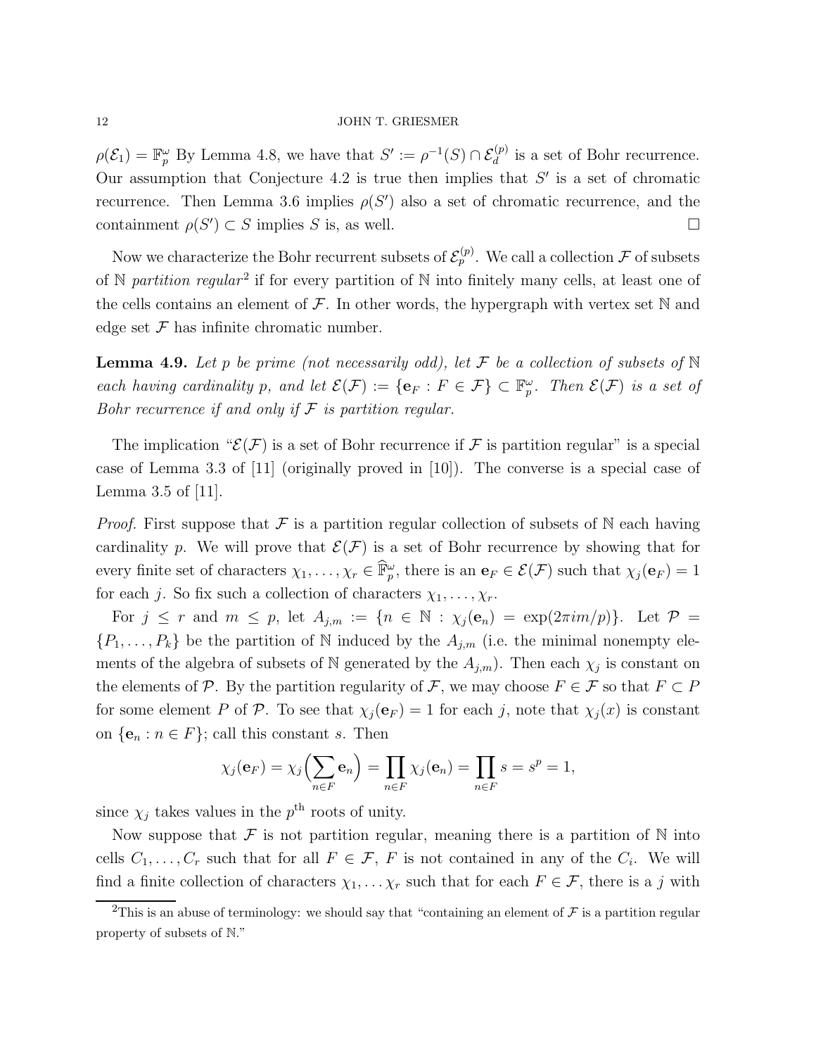$\rho(\mathcal{E}_1) = \mathbb{F}_p^\omega$ By Lemma 4.8, we have that $S' := \rho^{-1}(S) \cap \mathcal{E}_d^{(p)}$ is a set of Bohr recurrence. Our assumption that Conjecture 4.2 is true then implies that $S'$ is a set of chromatic recurrence. Then Lemma 3.6 implies $\rho(S')$ also a set of chromatic recurrence, and the containment $\rho(S') \subset S$ implies $S$ is, as well. $\square$

Now we characterize the Bohr recurrent subsets of $\mathcal{E}_p^{(p)}$. We call a collection $\mathcal{F}$ of subsets of $\mathbb{N}$ *partition regular*[2] if for every partition of $\mathbb{N}$ into finitely many cells, at least one of the cells contains an element of $\mathcal{F}$. In other words, the hypergraph with vertex set $\mathbb{N}$ and edge set $\mathcal{F}$ has infinite chromatic number.

**Lemma 4.9.** *Let $p$ be prime (not necessarily odd), let $\mathcal{F}$ be a collection of subsets of $\mathbb{N}$ each having cardinality $p$, and let $\mathcal{E}(\mathcal{F}) := \{\mathbf{e}_F : F \in \mathcal{F}\} \subset \mathbb{F}_p^\omega$. Then $\mathcal{E}(\mathcal{F})$ is a set of Bohr recurrence if and only if $\mathcal{F}$ is partition regular.*

The implication "$\mathcal{E}(\mathcal{F})$ is a set of Bohr recurrence if $\mathcal{F}$ is partition regular" is a special case of Lemma 3.3 of [11] (originally proved in [10]). The converse is a special case of Lemma 3.5 of [11].

*Proof.* First suppose that $\mathcal{F}$ is a partition regular collection of subsets of $\mathbb{N}$ each having cardinality $p$. We will prove that $\mathcal{E}(\mathcal{F})$ is a set of Bohr recurrence by showing that for every finite set of characters $\chi_1, \ldots, \chi_r \in \widehat{\mathbb{F}}_p^\omega$, there is an $\mathbf{e}_F \in \mathcal{E}(\mathcal{F})$ such that $\chi_j(\mathbf{e}_F) = 1$ for each $j$. So fix such a collection of characters $\chi_1, \ldots, \chi_r$.

For $j \leq r$ and $m \leq p$, let $A_{j,m} := \{n \in \mathbb{N} : \chi_j(\mathbf{e}_n) = \exp(2\pi i m/p)\}$. Let $\mathcal{P} = \{P_1, \ldots, P_k\}$ be the partition of $\mathbb{N}$ induced by the $A_{j,m}$ (i.e. the minimal nonempty elements of the algebra of subsets of $\mathbb{N}$ generated by the $A_{j,m}$). Then each $\chi_j$ is constant on the elements of $\mathcal{P}$. By the partition regularity of $\mathcal{F}$, we may choose $F \in \mathcal{F}$ so that $F \subset P$ for some element $P$ of $\mathcal{P}$. To see that $\chi_j(\mathbf{e}_F) = 1$ for each $j$, note that $\chi_j(x)$ is constant on $\{\mathbf{e}_n : n \in F\}$; call this constant $s$. Then

$$\chi_j(\mathbf{e}_F) = \chi_j\Big(\sum_{n \in F} \mathbf{e}_n\Big) = \prod_{n \in F} \chi_j(\mathbf{e}_n) = \prod_{n \in F} s = s^p = 1,$$

since $\chi_j$ takes values in the $p^{\text{th}}$ roots of unity.

Now suppose that $\mathcal{F}$ is not partition regular, meaning there is a partition of $\mathbb{N}$ into cells $C_1, \ldots, C_r$ such that for all $F \in \mathcal{F}$, $F$ is not contained in any of the $C_i$. We will find a finite collection of characters $\chi_1, \ldots \chi_r$ such that for each $F \in \mathcal{F}$, there is a $j$ with

[2] This is an abuse of terminology: we should say that "containing an element of $\mathcal{F}$ is a partition regular property of subsets of $\mathbb{N}$."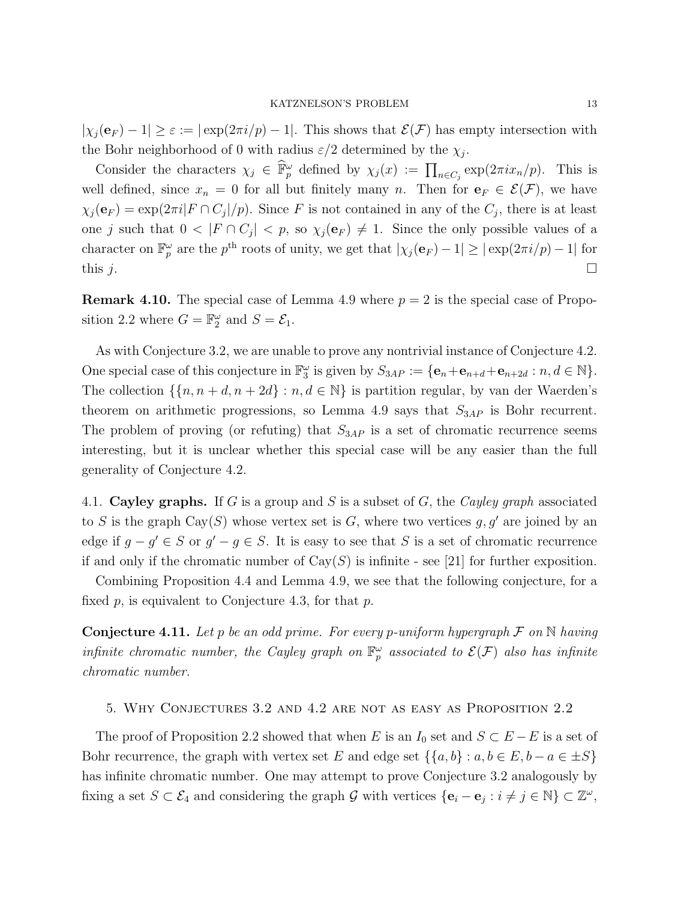$|\chi_j(\mathbf{e}_F) - 1| \geq \varepsilon := |\exp(2\pi i/p) - 1|$. This shows that $\mathcal{E}(\mathcal{F})$ has empty intersection with the Bohr neighborhood of 0 with radius $\varepsilon/2$ determined by the $\chi_j$.

Consider the characters $\chi_j \in \widehat{\mathbb{F}}_p^\omega$ defined by $\chi_j(x) := \prod_{n \in C_j} \exp(2\pi i x_n/p)$. This is well defined, since $x_n = 0$ for all but finitely many $n$. Then for $\mathbf{e}_F \in \mathcal{E}(\mathcal{F})$, we have $\chi_j(\mathbf{e}_F) = \exp(2\pi i |F \cap C_j|/p)$. Since $F$ is not contained in any of the $C_j$, there is at least one $j$ such that $0 < |F \cap C_j| < p$, so $\chi_j(\mathbf{e}_F) \neq 1$. Since the only possible values of a character on $\mathbb{F}_p^\omega$ are the $p^{\text{th}}$ roots of unity, we get that $|\chi_j(\mathbf{e}_F) - 1| \geq |\exp(2\pi i/p) - 1|$ for this $j$. □

**Remark 4.10.** The special case of Lemma 4.9 where $p = 2$ is the special case of Proposition 2.2 where $G = \mathbb{F}_2^\omega$ and $S = \mathcal{E}_1$.

As with Conjecture 3.2, we are unable to prove any nontrivial instance of Conjecture 4.2. One special case of this conjecture in $\mathbb{F}_3^\omega$ is given by $S_{3AP} := \{\mathbf{e}_n + \mathbf{e}_{n+d} + \mathbf{e}_{n+2d} : n, d \in \mathbb{N}\}$. The collection $\{\{n, n+d, n+2d\} : n, d \in \mathbb{N}\}$ is partition regular, by van der Waerden's theorem on arithmetic progressions, so Lemma 4.9 says that $S_{3AP}$ is Bohr recurrent. The problem of proving (or refuting) that $S_{3AP}$ is a set of chromatic recurrence seems interesting, but it is unclear whether this special case will be any easier than the full generality of Conjecture 4.2.

## 4.1. Cayley graphs.

If $G$ is a group and $S$ is a subset of $G$, the *Cayley graph* associated to $S$ is the graph $\mathrm{Cay}(S)$ whose vertex set is $G$, where two vertices $g, g'$ are joined by an edge if $g - g' \in S$ or $g' - g \in S$. It is easy to see that $S$ is a set of chromatic recurrence if and only if the chromatic number of $\mathrm{Cay}(S)$ is infinite - see [21] for further exposition.

Combining Proposition 4.4 and Lemma 4.9, we see that the following conjecture, for a fixed $p$, is equivalent to Conjecture 4.3, for that $p$.

**Conjecture 4.11.** *Let $p$ be an odd prime. For every $p$-uniform hypergraph $\mathcal{F}$ on $\mathbb{N}$ having infinite chromatic number, the Cayley graph on $\mathbb{F}_p^\omega$ associated to $\mathcal{E}(\mathcal{F})$ also has infinite chromatic number.*

## 5. Why Conjectures 3.2 and 4.2 are not as easy as Proposition 2.2

The proof of Proposition 2.2 showed that when $E$ is an $I_0$ set and $S \subset E - E$ is a set of Bohr recurrence, the graph with vertex set $E$ and edge set $\{\{a, b\} : a, b \in E, b - a \in \pm S\}$ has infinite chromatic number. One may attempt to prove Conjecture 3.2 analogously by fixing a set $S \subset \mathcal{E}_4$ and considering the graph $\mathcal{G}$ with vertices $\{\mathbf{e}_i - \mathbf{e}_j : i \neq j \in \mathbb{N}\} \subset \mathbb{Z}^\omega$,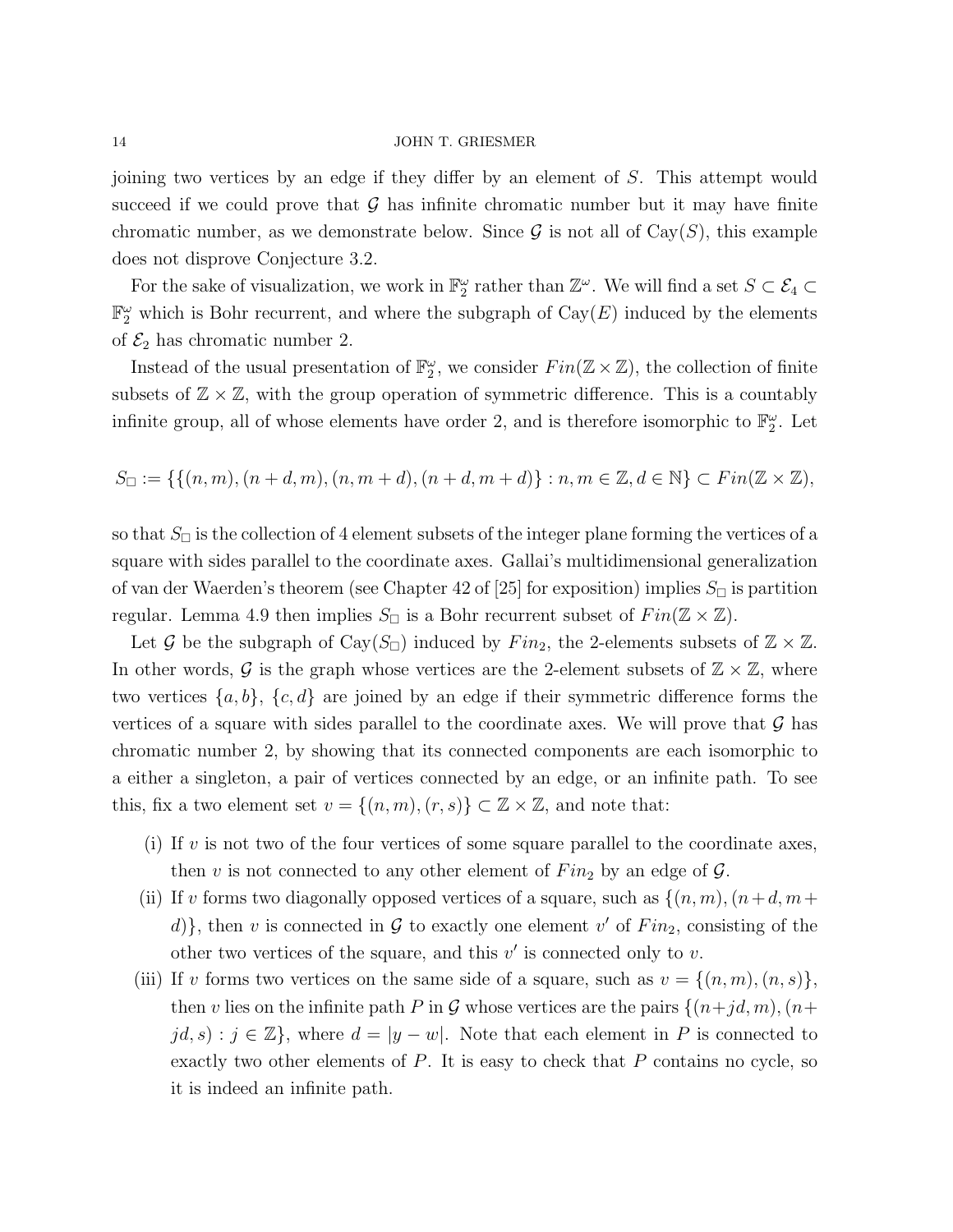joining two vertices by an edge if they differ by an element of $S$. This attempt would succeed if we could prove that $\mathcal{G}$ has infinite chromatic number but it may have finite chromatic number, as we demonstrate below. Since $\mathcal{G}$ is not all of $\mathrm{Cay}(S)$, this example does not disprove Conjecture 3.2.

For the sake of visualization, we work in $\mathbb{F}_2^\omega$ rather than $\mathbb{Z}^\omega$. We will find a set $S \subset \mathcal{E}_4 \subset \mathbb{F}_2^\omega$ which is Bohr recurrent, and where the subgraph of $\mathrm{Cay}(E)$ induced by the elements of $\mathcal{E}_2$ has chromatic number 2.

Instead of the usual presentation of $\mathbb{F}_2^\omega$, we consider $Fin(\mathbb{Z}\times\mathbb{Z})$, the collection of finite subsets of $\mathbb{Z}\times\mathbb{Z}$, with the group operation of symmetric difference. This is a countably infinite group, all of whose elements have order 2, and is therefore isomorphic to $\mathbb{F}_2^\omega$. Let

$$S_\square := \{\{(n,m),(n+d,m),(n,m+d),(n+d,m+d)\} : n,m \in \mathbb{Z}, d \in \mathbb{N}\} \subset Fin(\mathbb{Z}\times\mathbb{Z}),$$

so that $S_\square$ is the collection of 4 element subsets of the integer plane forming the vertices of a square with sides parallel to the coordinate axes. Gallai's multidimensional generalization of van der Waerden's theorem (see Chapter 42 of [25] for exposition) implies $S_\square$ is partition regular. Lemma 4.9 then implies $S_\square$ is a Bohr recurrent subset of $Fin(\mathbb{Z}\times\mathbb{Z})$.

Let $\mathcal{G}$ be the subgraph of $\mathrm{Cay}(S_\square)$ induced by $Fin_2$, the 2-elements subsets of $\mathbb{Z}\times\mathbb{Z}$. In other words, $\mathcal{G}$ is the graph whose vertices are the 2-element subsets of $\mathbb{Z}\times\mathbb{Z}$, where two vertices $\{a,b\}$, $\{c,d\}$ are joined by an edge if their symmetric difference forms the vertices of a square with sides parallel to the coordinate axes. We will prove that $\mathcal{G}$ has chromatic number 2, by showing that its connected components are each isomorphic to a either a singleton, a pair of vertices connected by an edge, or an infinite path. To see this, fix a two element set $v = \{(n,m),(r,s)\} \subset \mathbb{Z}\times\mathbb{Z}$, and note that:

(i) If $v$ is not two of the four vertices of some square parallel to the coordinate axes, then $v$ is not connected to any other element of $Fin_2$ by an edge of $\mathcal{G}$.

(ii) If $v$ forms two diagonally opposed vertices of a square, such as $\{(n,m),(n+d,m+d)\}$, then $v$ is connected in $\mathcal{G}$ to exactly one element $v'$ of $Fin_2$, consisting of the other two vertices of the square, and this $v'$ is connected only to $v$.

(iii) If $v$ forms two vertices on the same side of a square, such as $v = \{(n,m),(n,s)\}$, then $v$ lies on the infinite path $P$ in $\mathcal{G}$ whose vertices are the pairs $\{(n+jd,m),(n+jd,s) : j \in \mathbb{Z}\}$, where $d = |y-w|$. Note that each element in $P$ is connected to exactly two other elements of $P$. It is easy to check that $P$ contains no cycle, so it is indeed an infinite path.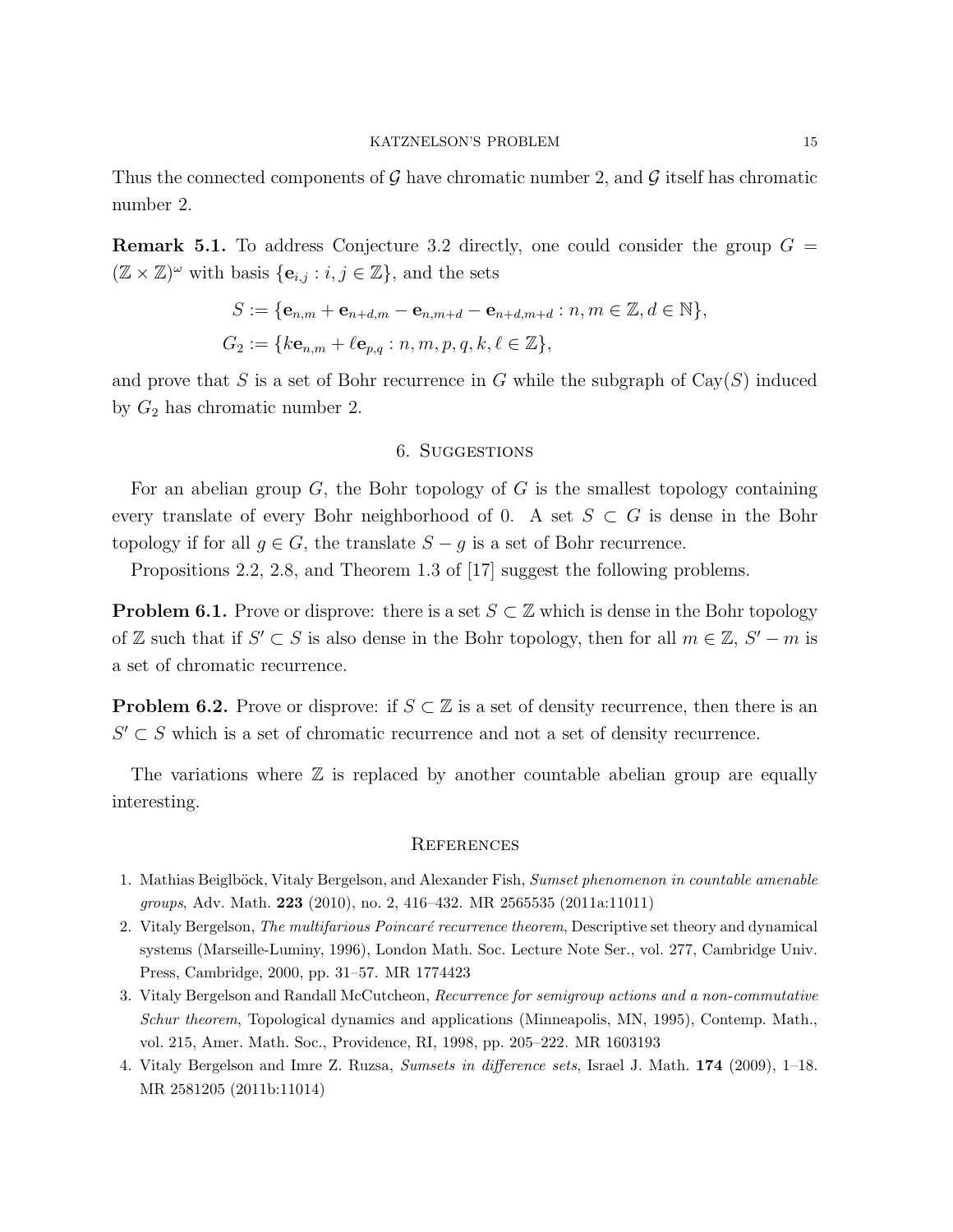Thus the connected components of $\mathcal{G}$ have chromatic number 2, and $\mathcal{G}$ itself has chromatic number 2.

**Remark 5.1.** To address Conjecture 3.2 directly, one could consider the group $G = (\mathbb{Z} \times \mathbb{Z})^\omega$ with basis $\{\mathbf{e}_{i,j} : i, j \in \mathbb{Z}\}$, and the sets

$$
\begin{aligned}
S &:= \{\mathbf{e}_{n,m} + \mathbf{e}_{n+d,m} - \mathbf{e}_{n,m+d} - \mathbf{e}_{n+d,m+d} : n, m \in \mathbb{Z}, d \in \mathbb{N}\}, \\
G_2 &:= \{k\mathbf{e}_{n,m} + \ell\mathbf{e}_{p,q} : n, m, p, q, k, \ell \in \mathbb{Z}\},
\end{aligned}
$$

and prove that $S$ is a set of Bohr recurrence in $G$ while the subgraph of $\mathrm{Cay}(S)$ induced by $G_2$ has chromatic number 2.

## 6. Suggestions

For an abelian group $G$, the Bohr topology of $G$ is the smallest topology containing every translate of every Bohr neighborhood of 0. A set $S \subset G$ is dense in the Bohr topology if for all $g \in G$, the translate $S - g$ is a set of Bohr recurrence.

Propositions 2.2, 2.8, and Theorem 1.3 of [17] suggest the following problems.

**Problem 6.1.** Prove or disprove: there is a set $S \subset \mathbb{Z}$ which is dense in the Bohr topology of $\mathbb{Z}$ such that if $S' \subset S$ is also dense in the Bohr topology, then for all $m \in \mathbb{Z}$, $S' - m$ is a set of chromatic recurrence.

**Problem 6.2.** Prove or disprove: if $S \subset \mathbb{Z}$ is a set of density recurrence, then there is an $S' \subset S$ which is a set of chromatic recurrence and not a set of density recurrence.

The variations where $\mathbb{Z}$ is replaced by another countable abelian group are equally interesting.

## References

1. Mathias Beiglböck, Vitaly Bergelson, and Alexander Fish, *Sumset phenomenon in countable amenable groups*, Adv. Math. **223** (2010), no. 2, 416–432. MR 2565535 (2011a:11011)
2. Vitaly Bergelson, *The multifarious Poincaré recurrence theorem*, Descriptive set theory and dynamical systems (Marseille-Luminy, 1996), London Math. Soc. Lecture Note Ser., vol. 277, Cambridge Univ. Press, Cambridge, 2000, pp. 31–57. MR 1774423
3. Vitaly Bergelson and Randall McCutcheon, *Recurrence for semigroup actions and a non-commutative Schur theorem*, Topological dynamics and applications (Minneapolis, MN, 1995), Contemp. Math., vol. 215, Amer. Math. Soc., Providence, RI, 1998, pp. 205–222. MR 1603193
4. Vitaly Bergelson and Imre Z. Ruzsa, *Sumsets in difference sets*, Israel J. Math. **174** (2009), 1–18. MR 2581205 (2011b:11014)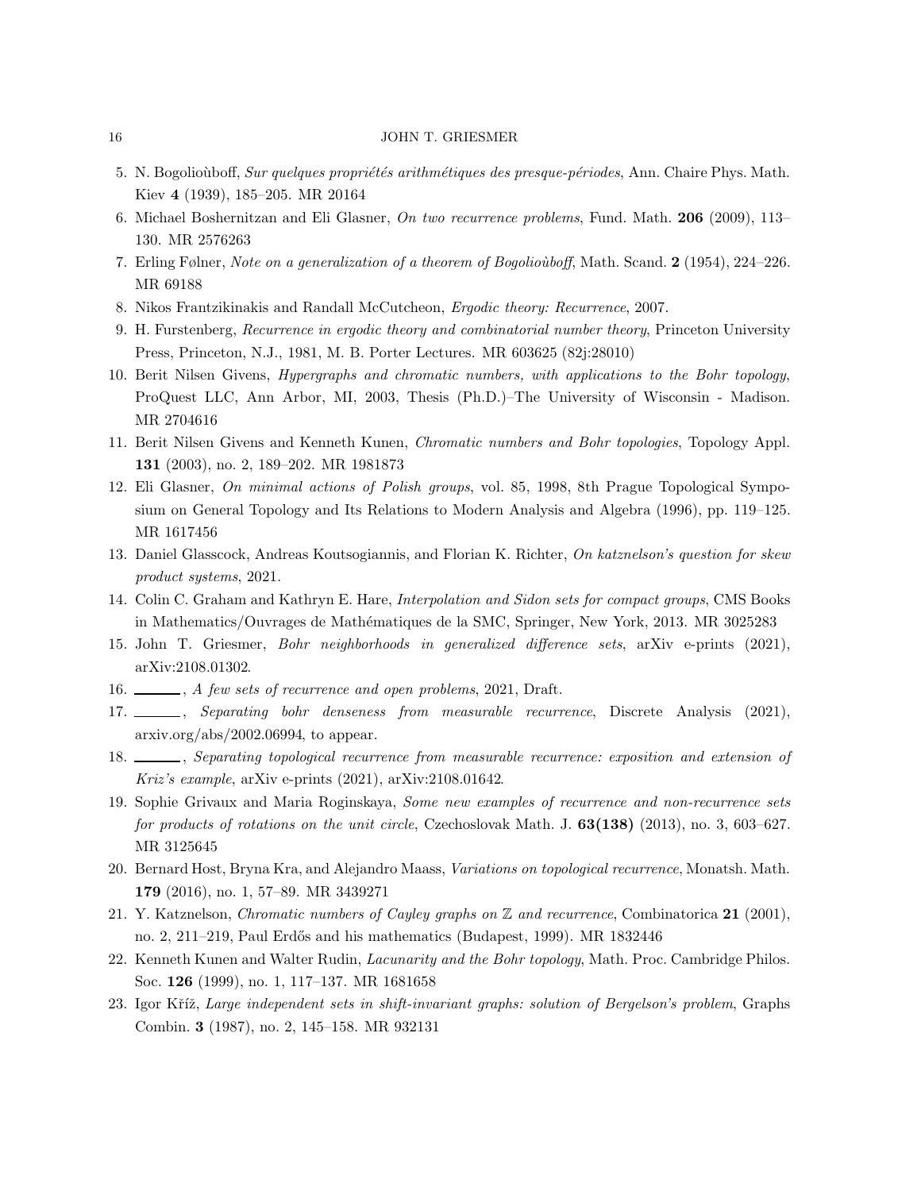5. N. Bogolioùboff, *Sur quelques propriétés arithmétiques des presque-périodes*, Ann. Chaire Phys. Math. Kiev **4** (1939), 185–205. MR 20164
6. Michael Boshernitzan and Eli Glasner, *On two recurrence problems*, Fund. Math. **206** (2009), 113–130. MR 2576263
7. Erling Følner, *Note on a generalization of a theorem of Bogolioùboff*, Math. Scand. **2** (1954), 224–226. MR 69188
8. Nikos Frantzikinakis and Randall McCutcheon, *Ergodic theory: Recurrence*, 2007.
9. H. Furstenberg, *Recurrence in ergodic theory and combinatorial number theory*, Princeton University Press, Princeton, N.J., 1981, M. B. Porter Lectures. MR 603625 (82j:28010)
10. Berit Nilsen Givens, *Hypergraphs and chromatic numbers, with applications to the Bohr topology*, ProQuest LLC, Ann Arbor, MI, 2003, Thesis (Ph.D.)–The University of Wisconsin - Madison. MR 2704616
11. Berit Nilsen Givens and Kenneth Kunen, *Chromatic numbers and Bohr topologies*, Topology Appl. **131** (2003), no. 2, 189–202. MR 1981873
12. Eli Glasner, *On minimal actions of Polish groups*, vol. 85, 1998, 8th Prague Topological Symposium on General Topology and Its Relations to Modern Analysis and Algebra (1996), pp. 119–125. MR 1617456
13. Daniel Glasscock, Andreas Koutsogiannis, and Florian K. Richter, *On katznelson's question for skew product systems*, 2021.
14. Colin C. Graham and Kathryn E. Hare, *Interpolation and Sidon sets for compact groups*, CMS Books in Mathematics/Ouvrages de Mathématiques de la SMC, Springer, New York, 2013. MR 3025283
15. John T. Griesmer, *Bohr neighborhoods in generalized difference sets*, arXiv e-prints (2021), arXiv:2108.01302.
16. ______, *A few sets of recurrence and open problems*, 2021, Draft.
17. ______, *Separating bohr denseness from measurable recurrence*, Discrete Analysis (2021), arxiv.org/abs/2002.06994, to appear.
18. ______, *Separating topological recurrence from measurable recurrence: exposition and extension of Kriz's example*, arXiv e-prints (2021), arXiv:2108.01642.
19. Sophie Grivaux and Maria Roginskaya, *Some new examples of recurrence and non-recurrence sets for products of rotations on the unit circle*, Czechoslovak Math. J. **63(138)** (2013), no. 3, 603–627. MR 3125645
20. Bernard Host, Bryna Kra, and Alejandro Maass, *Variations on topological recurrence*, Monatsh. Math. **179** (2016), no. 1, 57–89. MR 3439271
21. Y. Katznelson, *Chromatic numbers of Cayley graphs on $\mathbb{Z}$ and recurrence*, Combinatorica **21** (2001), no. 2, 211–219, Paul Erdős and his mathematics (Budapest, 1999). MR 1832446
22. Kenneth Kunen and Walter Rudin, *Lacunarity and the Bohr topology*, Math. Proc. Cambridge Philos. Soc. **126** (1999), no. 1, 117–137. MR 1681658
23. Igor Kříž, *Large independent sets in shift-invariant graphs: solution of Bergelson's problem*, Graphs Combin. **3** (1987), no. 2, 145–158. MR 932131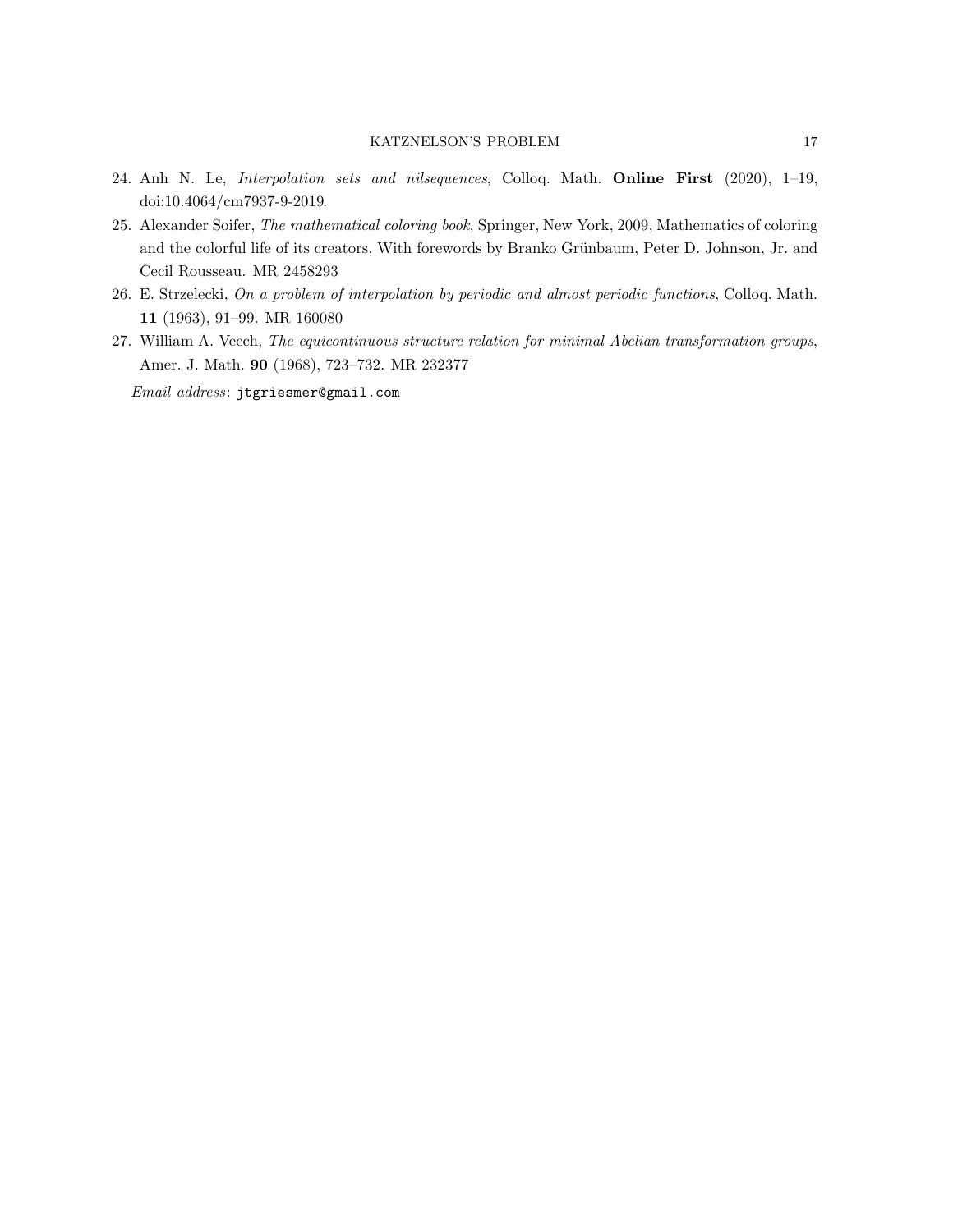24. Anh N. Le, *Interpolation sets and nilsequences*, Colloq. Math. **Online First** (2020), 1–19, doi:10.4064/cm7937-9-2019.
25. Alexander Soifer, *The mathematical coloring book*, Springer, New York, 2009, Mathematics of coloring and the colorful life of its creators, With forewords by Branko Grünbaum, Peter D. Johnson, Jr. and Cecil Rousseau. MR 2458293
26. E. Strzelecki, *On a problem of interpolation by periodic and almost periodic functions*, Colloq. Math. **11** (1963), 91–99. MR 160080
27. William A. Veech, *The equicontinuous structure relation for minimal Abelian transformation groups*, Amer. J. Math. **90** (1968), 723–732. MR 232377

*Email address*: `jtgriesmer@gmail.com`